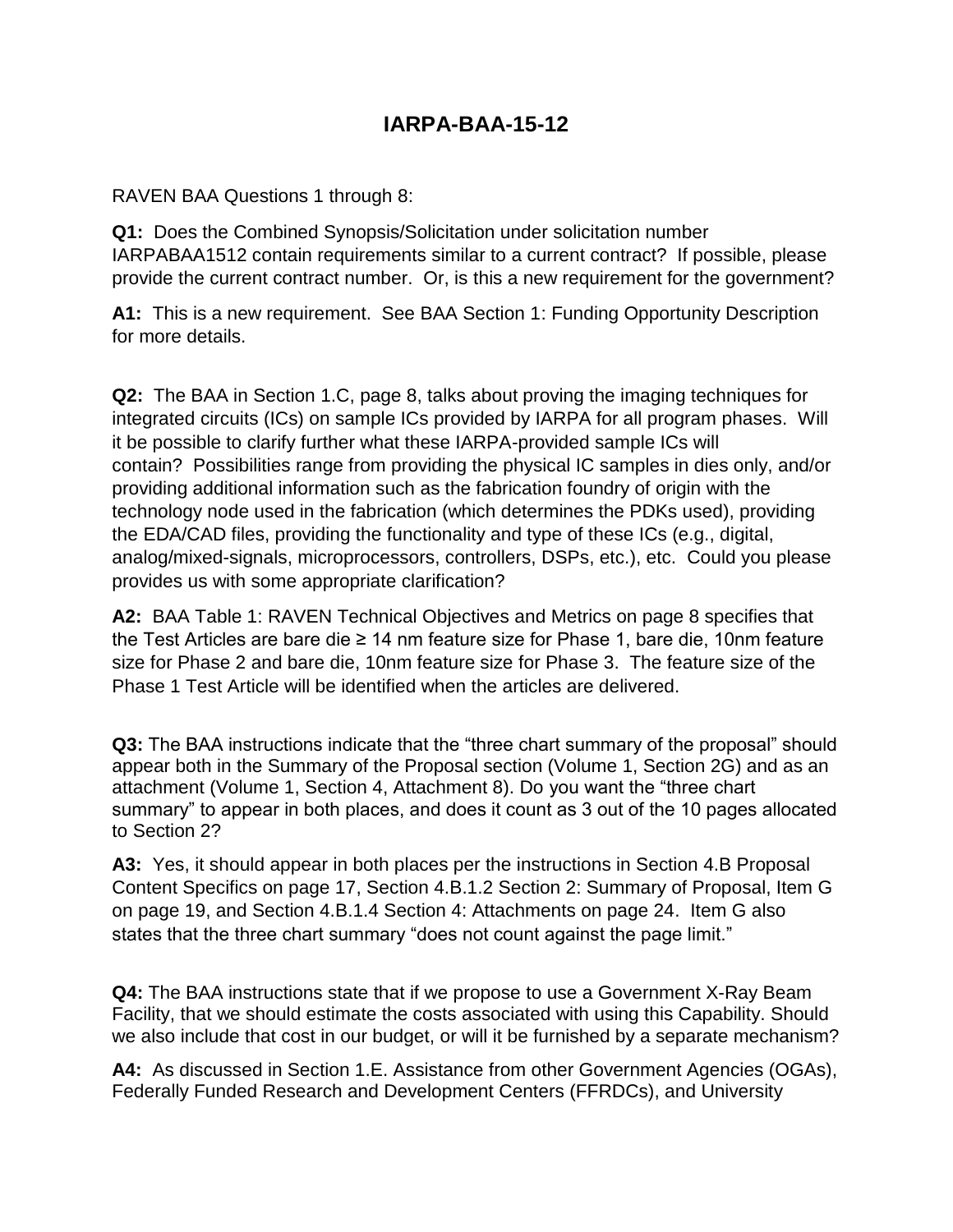# IARPA-BAA-15-12

RAVEN BAA Questions 1 through 8:

**Q1:** Does the Combined Synopsis/Solicitation under solicitation number IARPABAA1512 contain requirements similar to a current contract? If possible, please provide the current contract number. Or, is this a new requirement for the government?

**A1:** This is a new requirement. See BAA Section 1: Funding Opportunity Description for more details.

**Q2:** The BAA in Section 1.C, page 8, talks about proving the imaging techniques for integrated circuits (ICs) on sample ICs provided by IARPA for all program phases. Will it be possible to clarify further what these IARPA-provided sample ICs will contain? Possibilities range from providing the physical IC samples in dies only, and/or providing additional information such as the fabrication foundry of origin with the technology node used in the fabrication (which determines the PDKs used), providing the EDA/CAD files, providing the functionality and type of these ICs (e.g., digital, analog/mixed-signals, microprocessors, controllers, DSPs, etc.), etc. Could you please provides us with some appropriate clarification?

**A2:** BAA Table 1: RAVEN Technical Objectives and Metrics on page 8 specifies that the Test Articles are bare die ≥ 14 nm feature size for Phase 1, bare die, 10nm feature size for Phase 2 and bare die, 10nm feature size for Phase 3. The feature size of the Phase 1 Test Article will be identified when the articles are delivered.

**Q3:** The BAA instructions indicate that the "three chart summary of the proposal" should appear both in the Summary of the Proposal section (Volume 1, Section 2G) and as an attachment (Volume 1, Section 4, Attachment 8). Do you want the "three chart summary" to appear in both places, and does it count as 3 out of the 10 pages allocated to Section 2?

**A3:** Yes, it should appear in both places per the instructions in Section 4.B Proposal Content Specifics on page 17, Section 4.B.1.2 Section 2: Summary of Proposal, Item G on page 19, and Section 4.B.1.4 Section 4: Attachments on page 24. Item G also states that the three chart summary "does not count against the page limit."

**Q4:** The BAA instructions state that if we propose to use a Government X-Ray Beam Facility, that we should estimate the costs associated with using this Capability. Should we also include that cost in our budget, or will it be furnished by a separate mechanism?

**A4:** As discussed in Section 1.E. Assistance from other Government Agencies (OGAs), Federally Funded Research and Development Centers (FFRDCs), and University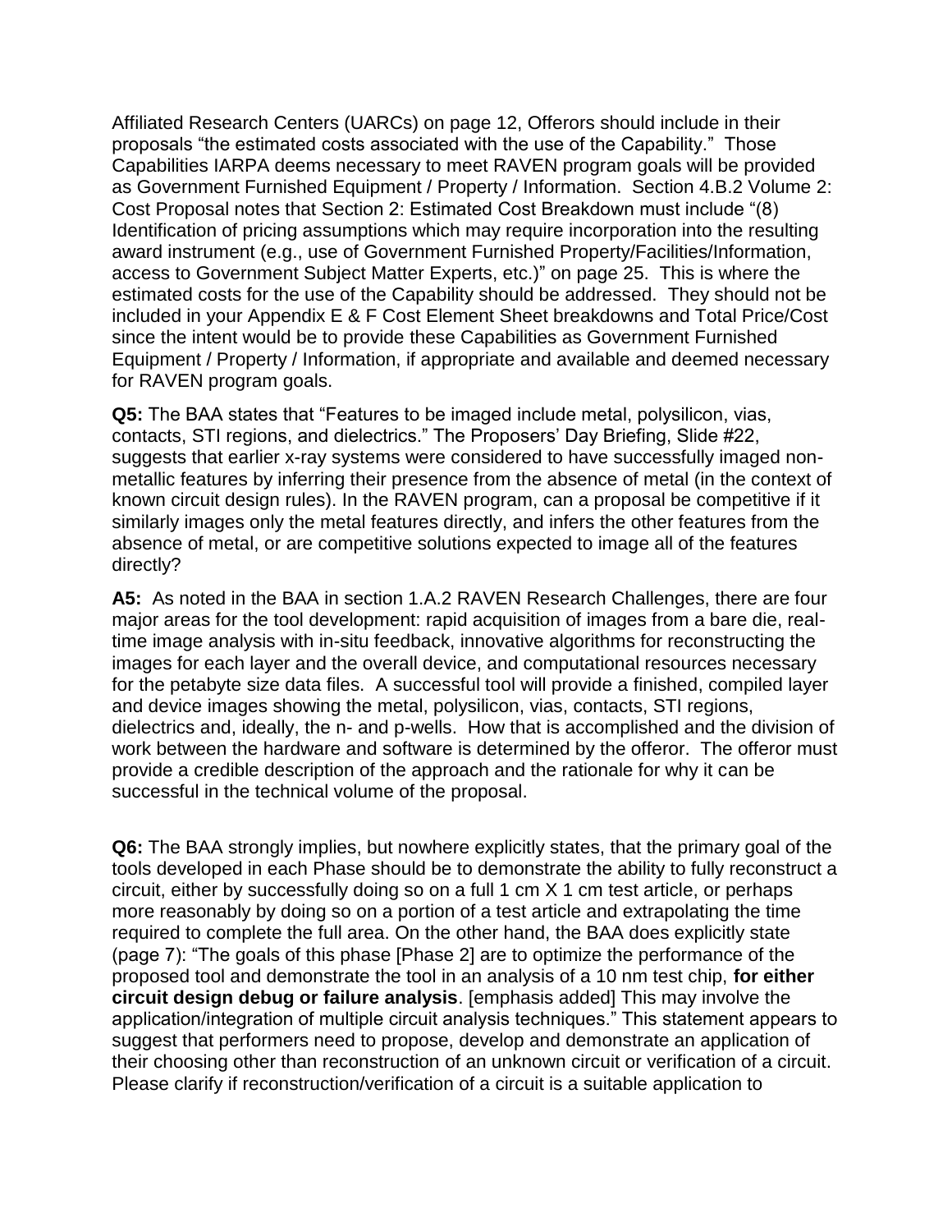Affiliated Research Centers (UARCs) on page 12, Offerors should include in their proposals "the estimated costs associated with the use of the Capability." Those Capabilities IARPA deems necessary to meet RAVEN program goals will be provided as Government Furnished Equipment / Property / Information. Section 4.B.2 Volume 2: Cost Proposal notes that Section 2: Estimated Cost Breakdown must include "(8) Identification of pricing assumptions which may require incorporation into the resulting award instrument (e.g., use of Government Furnished Property/Facilities/Information, access to Government Subject Matter Experts, etc.)" on page 25. This is where the estimated costs for the use of the Capability should be addressed. They should not be included in your Appendix E & F Cost Element Sheet breakdowns and Total Price/Cost since the intent would be to provide these Capabilities as Government Furnished Equipment / Property / Information, if appropriate and available and deemed necessary for RAVEN program goals.

**Q5:** The BAA states that "Features to be imaged include metal, polysilicon, vias, contacts, STI regions, and dielectrics." The Proposers' Day Briefing, Slide #22, suggests that earlier x-ray systems were considered to have successfully imaged non-metallic features by inferring their presence from the absence of metal (in the context of known circuit design rules). In the RAVEN program, can a proposal be competitive if it similarly images only the metal features directly, and infers the other features from the absence of metal, or are competitive solutions expected to image all of the features directly?

**A5:** As noted in the BAA in section 1.A.2 RAVEN Research Challenges, there are four major areas for the tool development: rapid acquisition of images from a bare die, real-time image analysis with in-situ feedback, innovative algorithms for reconstructing the images for each layer and the overall device, and computational resources necessary for the petabyte size data files. A successful tool will provide a finished, compiled layer and device images showing the metal, polysilicon, vias, contacts, STI regions, dielectrics and, ideally, the n- and p-wells. How that is accomplished and the division of work between the hardware and software is determined by the offeror. The offeror must provide a credible description of the approach and the rationale for why it can be successful in the technical volume of the proposal.

**Q6:** The BAA strongly implies, but nowhere explicitly states, that the primary goal of the tools developed in each Phase should be to demonstrate the ability to fully reconstruct a circuit, either by successfully doing so on a full 1 cm X 1 cm test article, or perhaps more reasonably by doing so on a portion of a test article and extrapolating the time required to complete the full area. On the other hand, the BAA does explicitly state (page 7): "The goals of this phase [Phase 2] are to optimize the performance of the proposed tool and demonstrate the tool in an analysis of a 10 nm test chip, **for either circuit design debug or failure analysis**. [emphasis added] This may involve the application/integration of multiple circuit analysis techniques." This statement appears to suggest that performers need to propose, develop and demonstrate an application of their choosing other than reconstruction of an unknown circuit or verification of a circuit. Please clarify if reconstruction/verification of a circuit is a suitable application to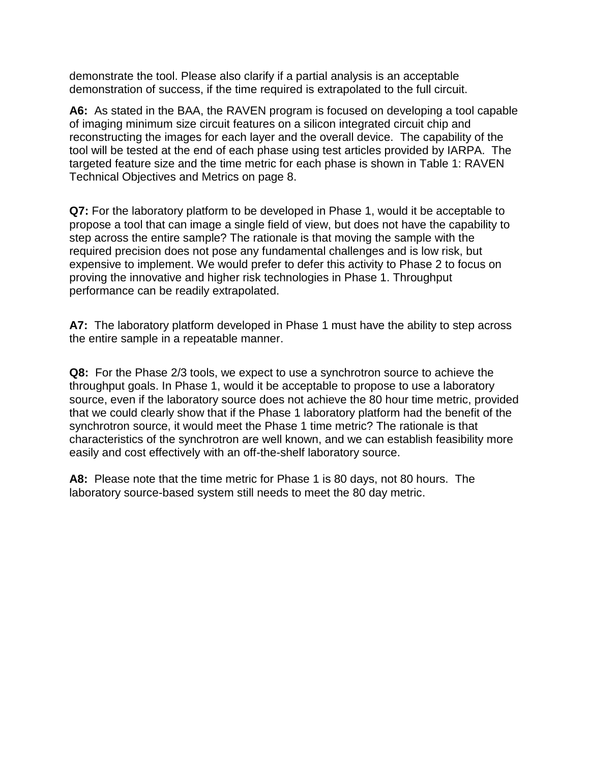demonstrate the tool. Please also clarify if a partial analysis is an acceptable demonstration of success, if the time required is extrapolated to the full circuit.

**A6:** As stated in the BAA, the RAVEN program is focused on developing a tool capable of imaging minimum size circuit features on a silicon integrated circuit chip and reconstructing the images for each layer and the overall device. The capability of the tool will be tested at the end of each phase using test articles provided by IARPA. The targeted feature size and the time metric for each phase is shown in Table 1: RAVEN Technical Objectives and Metrics on page 8.

**Q7:** For the laboratory platform to be developed in Phase 1, would it be acceptable to propose a tool that can image a single field of view, but does not have the capability to step across the entire sample? The rationale is that moving the sample with the required precision does not pose any fundamental challenges and is low risk, but expensive to implement. We would prefer to defer this activity to Phase 2 to focus on proving the innovative and higher risk technologies in Phase 1. Throughput performance can be readily extrapolated.

**A7:** The laboratory platform developed in Phase 1 must have the ability to step across the entire sample in a repeatable manner.

**Q8:** For the Phase 2/3 tools, we expect to use a synchrotron source to achieve the throughput goals. In Phase 1, would it be acceptable to propose to use a laboratory source, even if the laboratory source does not achieve the 80 hour time metric, provided that we could clearly show that if the Phase 1 laboratory platform had the benefit of the synchrotron source, it would meet the Phase 1 time metric? The rationale is that characteristics of the synchrotron are well known, and we can establish feasibility more easily and cost effectively with an off-the-shelf laboratory source.

**A8:** Please note that the time metric for Phase 1 is 80 days, not 80 hours. The laboratory source-based system still needs to meet the 80 day metric.